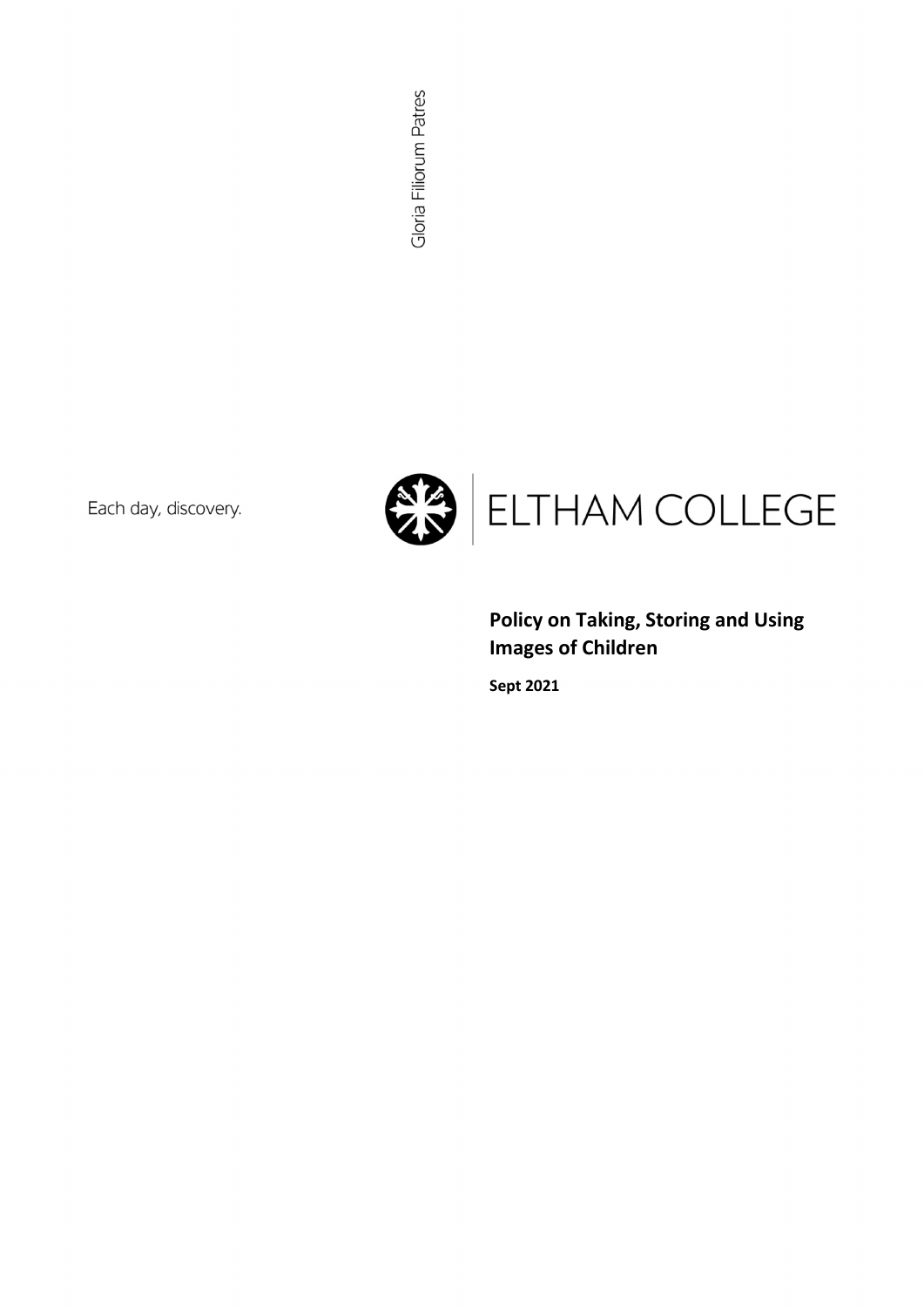Gloria Filiorum Patres

Each day, discovery.

ELTHAM COLLEGE

# Policy on Taking, Storing and Using Images of Children

**Sept 2021**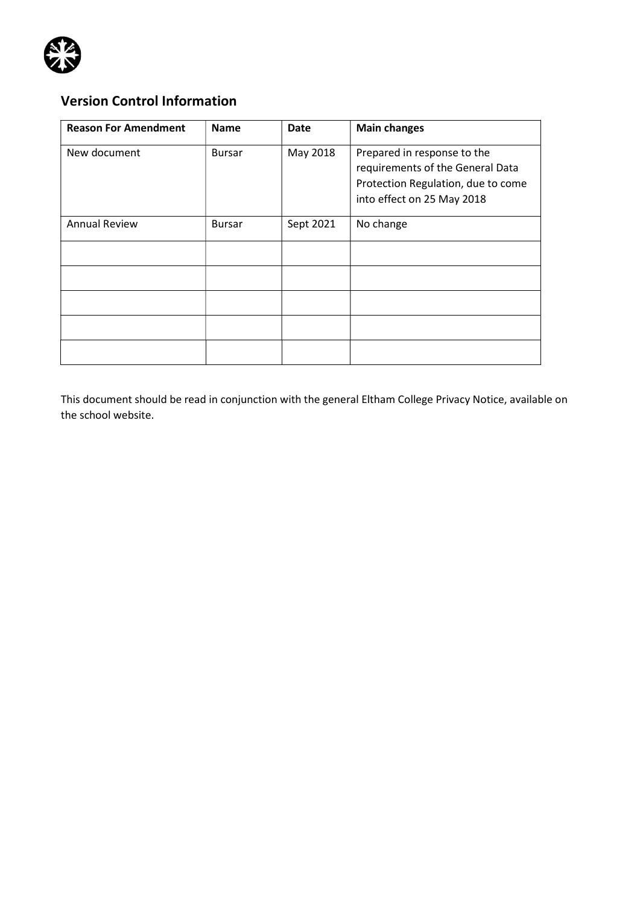## Version Control Information

| Reason For Amendment | Name | Date | Main changes |
| --- | --- | --- | --- |
| New document | Bursar | May 2018 | Prepared in response to the requirements of the General Data Protection Regulation, due to come into effect on 25 May 2018 |
| Annual Review | Bursar | Sept 2021 | No change |
| | | | |
| | | | |
| | | | |
| | | | |
| | | | |

This document should be read in conjunction with the general Eltham College Privacy Notice, available on the school website.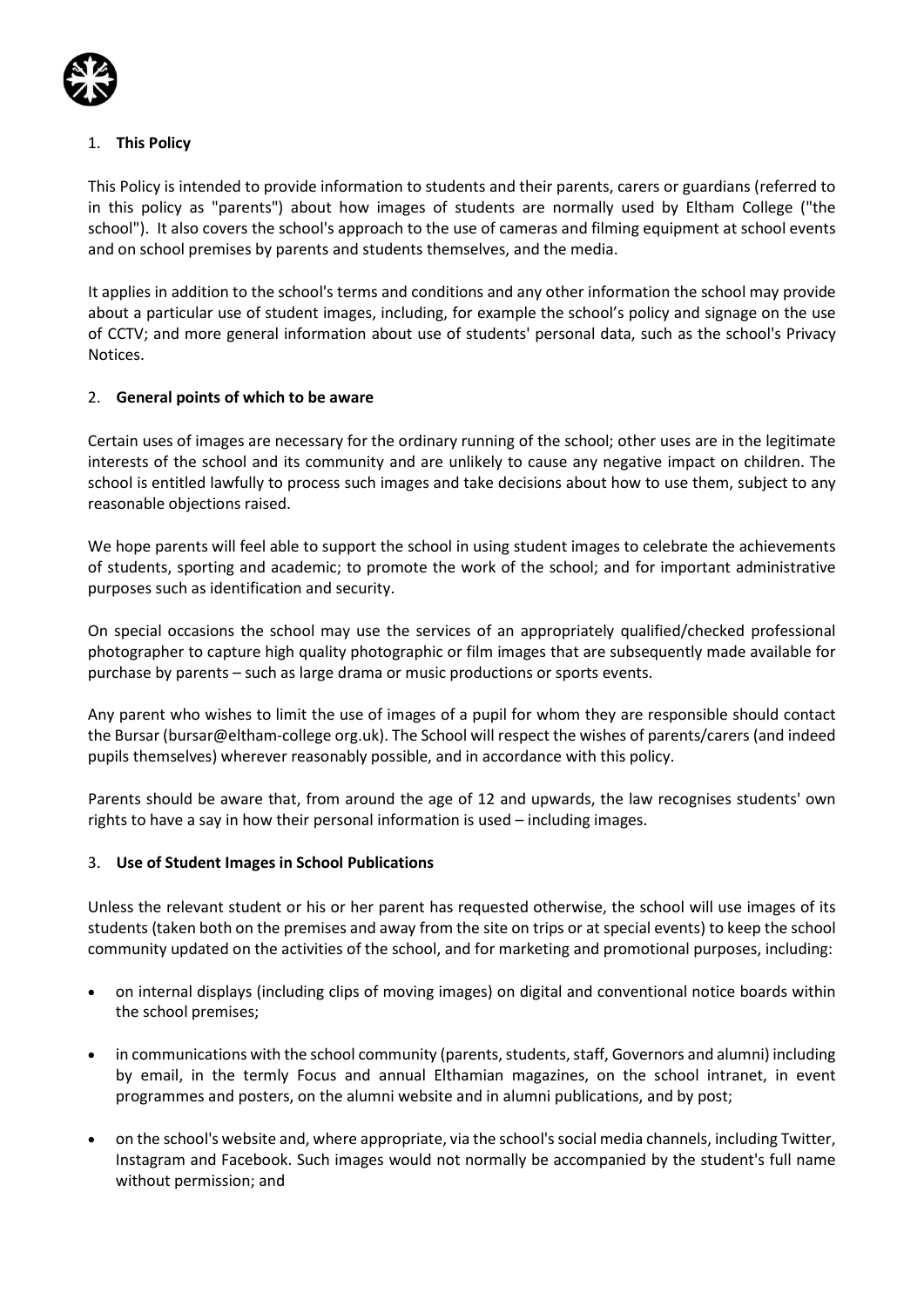## 1. **This Policy**

This Policy is intended to provide information to students and their parents, carers or guardians (referred to in this policy as "parents") about how images of students are normally used by Eltham College ("the school"). It also covers the school's approach to the use of cameras and filming equipment at school events and on school premises by parents and students themselves, and the media.

It applies in addition to the school's terms and conditions and any other information the school may provide about a particular use of student images, including, for example the school's policy and signage on the use of CCTV; and more general information about use of students' personal data, such as the school's Privacy Notices.

## 2. **General points of which to be aware**

Certain uses of images are necessary for the ordinary running of the school; other uses are in the legitimate interests of the school and its community and are unlikely to cause any negative impact on children. The school is entitled lawfully to process such images and take decisions about how to use them, subject to any reasonable objections raised.

We hope parents will feel able to support the school in using student images to celebrate the achievements of students, sporting and academic; to promote the work of the school; and for important administrative purposes such as identification and security.

On special occasions the school may use the services of an appropriately qualified/checked professional photographer to capture high quality photographic or film images that are subsequently made available for purchase by parents – such as large drama or music productions or sports events.

Any parent who wishes to limit the use of images of a pupil for whom they are responsible should contact the Bursar (bursar@eltham-college org.uk). The School will respect the wishes of parents/carers (and indeed pupils themselves) wherever reasonably possible, and in accordance with this policy.

Parents should be aware that, from around the age of 12 and upwards, the law recognises students' own rights to have a say in how their personal information is used – including images.

## 3. **Use of Student Images in School Publications**

Unless the relevant student or his or her parent has requested otherwise, the school will use images of its students (taken both on the premises and away from the site on trips or at special events) to keep the school community updated on the activities of the school, and for marketing and promotional purposes, including:

- on internal displays (including clips of moving images) on digital and conventional notice boards within the school premises;
- in communications with the school community (parents, students, staff, Governors and alumni) including by email, in the termly Focus and annual Elthamian magazines, on the school intranet, in event programmes and posters, on the alumni website and in alumni publications, and by post;
- on the school's website and, where appropriate, via the school's social media channels, including Twitter, Instagram and Facebook. Such images would not normally be accompanied by the student's full name without permission; and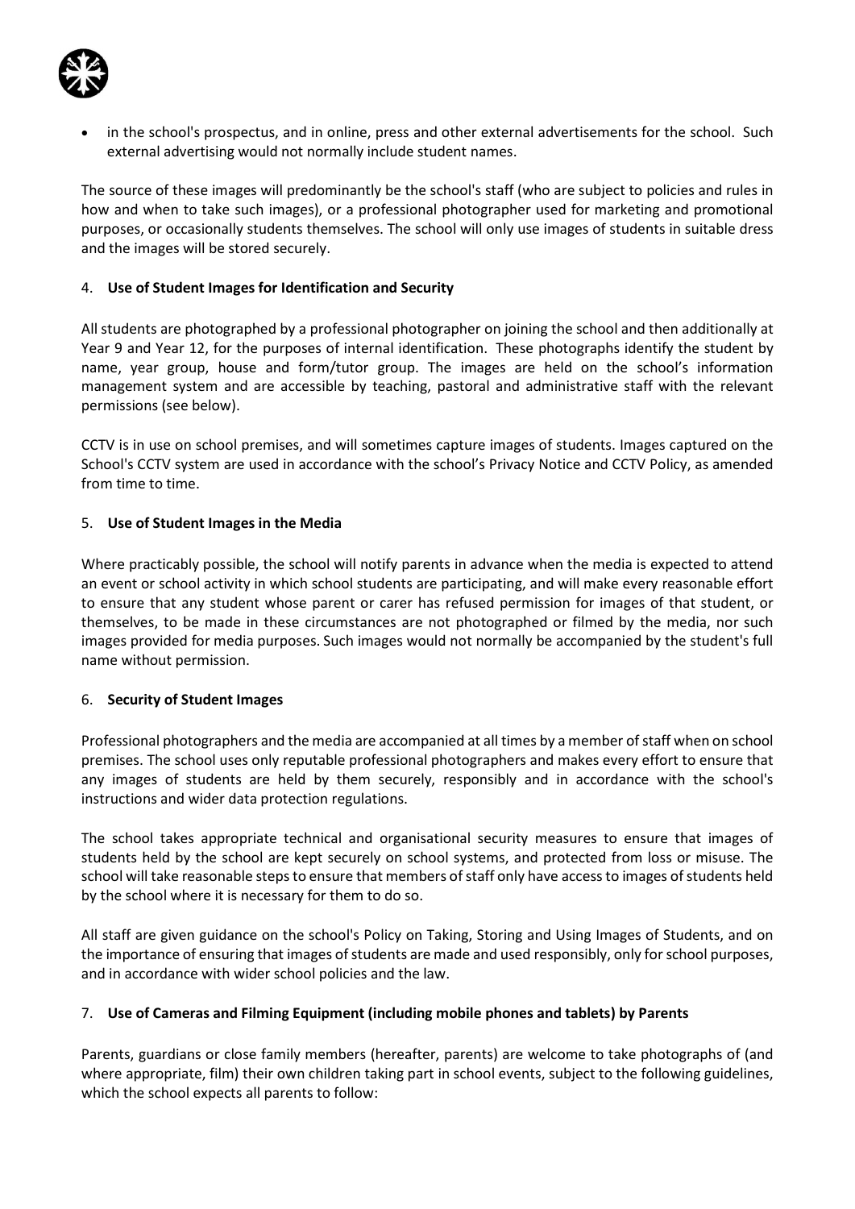- in the school's prospectus, and in online, press and other external advertisements for the school. Such external advertising would not normally include student names.

The source of these images will predominantly be the school's staff (who are subject to policies and rules in how and when to take such images), or a professional photographer used for marketing and promotional purposes, or occasionally students themselves. The school will only use images of students in suitable dress and the images will be stored securely.

4. **Use of Student Images for Identification and Security**

All students are photographed by a professional photographer on joining the school and then additionally at Year 9 and Year 12, for the purposes of internal identification. These photographs identify the student by name, year group, house and form/tutor group. The images are held on the school's information management system and are accessible by teaching, pastoral and administrative staff with the relevant permissions (see below).

CCTV is in use on school premises, and will sometimes capture images of students. Images captured on the School's CCTV system are used in accordance with the school's Privacy Notice and CCTV Policy, as amended from time to time.

5. **Use of Student Images in the Media**

Where practicably possible, the school will notify parents in advance when the media is expected to attend an event or school activity in which school students are participating, and will make every reasonable effort to ensure that any student whose parent or carer has refused permission for images of that student, or themselves, to be made in these circumstances are not photographed or filmed by the media, nor such images provided for media purposes. Such images would not normally be accompanied by the student's full name without permission.

6. **Security of Student Images**

Professional photographers and the media are accompanied at all times by a member of staff when on school premises. The school uses only reputable professional photographers and makes every effort to ensure that any images of students are held by them securely, responsibly and in accordance with the school's instructions and wider data protection regulations.

The school takes appropriate technical and organisational security measures to ensure that images of students held by the school are kept securely on school systems, and protected from loss or misuse. The school will take reasonable steps to ensure that members of staff only have access to images of students held by the school where it is necessary for them to do so.

All staff are given guidance on the school's Policy on Taking, Storing and Using Images of Students, and on the importance of ensuring that images of students are made and used responsibly, only for school purposes, and in accordance with wider school policies and the law.

7. **Use of Cameras and Filming Equipment (including mobile phones and tablets) by Parents**

Parents, guardians or close family members (hereafter, parents) are welcome to take photographs of (and where appropriate, film) their own children taking part in school events, subject to the following guidelines, which the school expects all parents to follow: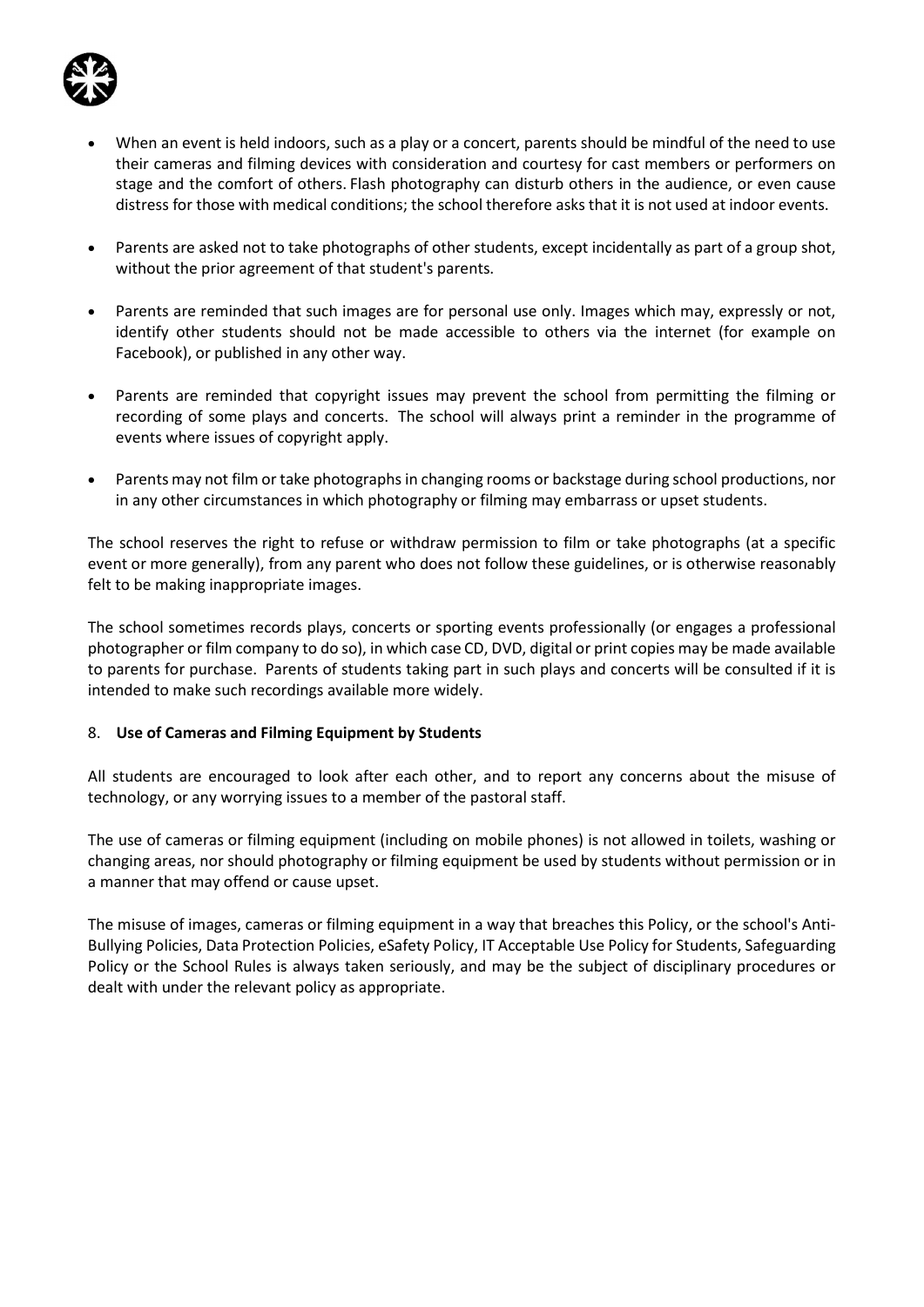- When an event is held indoors, such as a play or a concert, parents should be mindful of the need to use their cameras and filming devices with consideration and courtesy for cast members or performers on stage and the comfort of others. Flash photography can disturb others in the audience, or even cause distress for those with medical conditions; the school therefore asks that it is not used at indoor events.

- Parents are asked not to take photographs of other students, except incidentally as part of a group shot, without the prior agreement of that student's parents.

- Parents are reminded that such images are for personal use only. Images which may, expressly or not, identify other students should not be made accessible to others via the internet (for example on Facebook), or published in any other way.

- Parents are reminded that copyright issues may prevent the school from permitting the filming or recording of some plays and concerts. The school will always print a reminder in the programme of events where issues of copyright apply.

- Parents may not film or take photographs in changing rooms or backstage during school productions, nor in any other circumstances in which photography or filming may embarrass or upset students.

The school reserves the right to refuse or withdraw permission to film or take photographs (at a specific event or more generally), from any parent who does not follow these guidelines, or is otherwise reasonably felt to be making inappropriate images.

The school sometimes records plays, concerts or sporting events professionally (or engages a professional photographer or film company to do so), in which case CD, DVD, digital or print copies may be made available to parents for purchase. Parents of students taking part in such plays and concerts will be consulted if it is intended to make such recordings available more widely.

## 8. **Use of Cameras and Filming Equipment by Students**

All students are encouraged to look after each other, and to report any concerns about the misuse of technology, or any worrying issues to a member of the pastoral staff.

The use of cameras or filming equipment (including on mobile phones) is not allowed in toilets, washing or changing areas, nor should photography or filming equipment be used by students without permission or in a manner that may offend or cause upset.

The misuse of images, cameras or filming equipment in a way that breaches this Policy, or the school's Anti-Bullying Policies, Data Protection Policies, eSafety Policy, IT Acceptable Use Policy for Students, Safeguarding Policy or the School Rules is always taken seriously, and may be the subject of disciplinary procedures or dealt with under the relevant policy as appropriate.